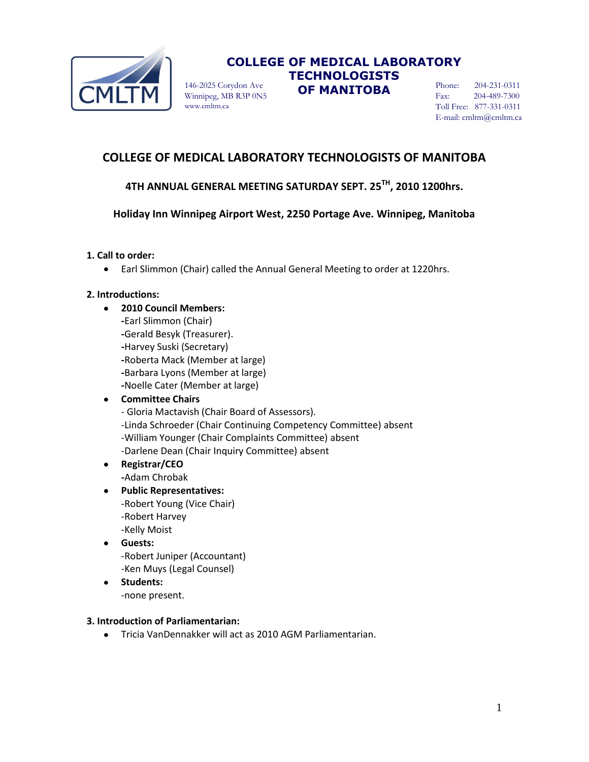**COLLEGE OF MEDICAL LABORATORY TECHNOLOGISTS OF MANITOBA**

146-2025 Corydon Ave
Winnipeg, MB R3P 0N5
www.cmltm.ca

Phone: 204-231-0311
Fax: 204-489-7300
Toll Free: 877-331-0311
E-mail: cmltm@cmltm.ca

# COLLEGE OF MEDICAL LABORATORY TECHNOLOGISTS OF MANITOBA

## 4TH ANNUAL GENERAL MEETING SATURDAY SEPT. 25TH, 2010 1200hrs.

## Holiday Inn Winnipeg Airport West, 2250 Portage Ave. Winnipeg, Manitoba

**1. Call to order:**

- Earl Slimmon (Chair) called the Annual General Meeting to order at 1220hrs.

**2. Introductions:**

- **2010 Council Members:**
  -Earl Slimmon (Chair)
  -Gerald Besyk (Treasurer).
  -Harvey Suski (Secretary)
  -Roberta Mack (Member at large)
  -Barbara Lyons (Member at large)
  -Noelle Cater (Member at large)
- **Committee Chairs**
  - Gloria Mactavish (Chair Board of Assessors).
  -Linda Schroeder (Chair Continuing Competency Committee) absent
  -William Younger (Chair Complaints Committee) absent
  -Darlene Dean (Chair Inquiry Committee) absent
- **Registrar/CEO**
  -Adam Chrobak
- **Public Representatives:**
  -Robert Young (Vice Chair)
  -Robert Harvey
  -Kelly Moist
- **Guests:**
  -Robert Juniper (Accountant)
  -Ken Muys (Legal Counsel)
- **Students:**
  -none present.

**3. Introduction of Parliamentarian:**

- Tricia VanDennakker will act as 2010 AGM Parliamentarian.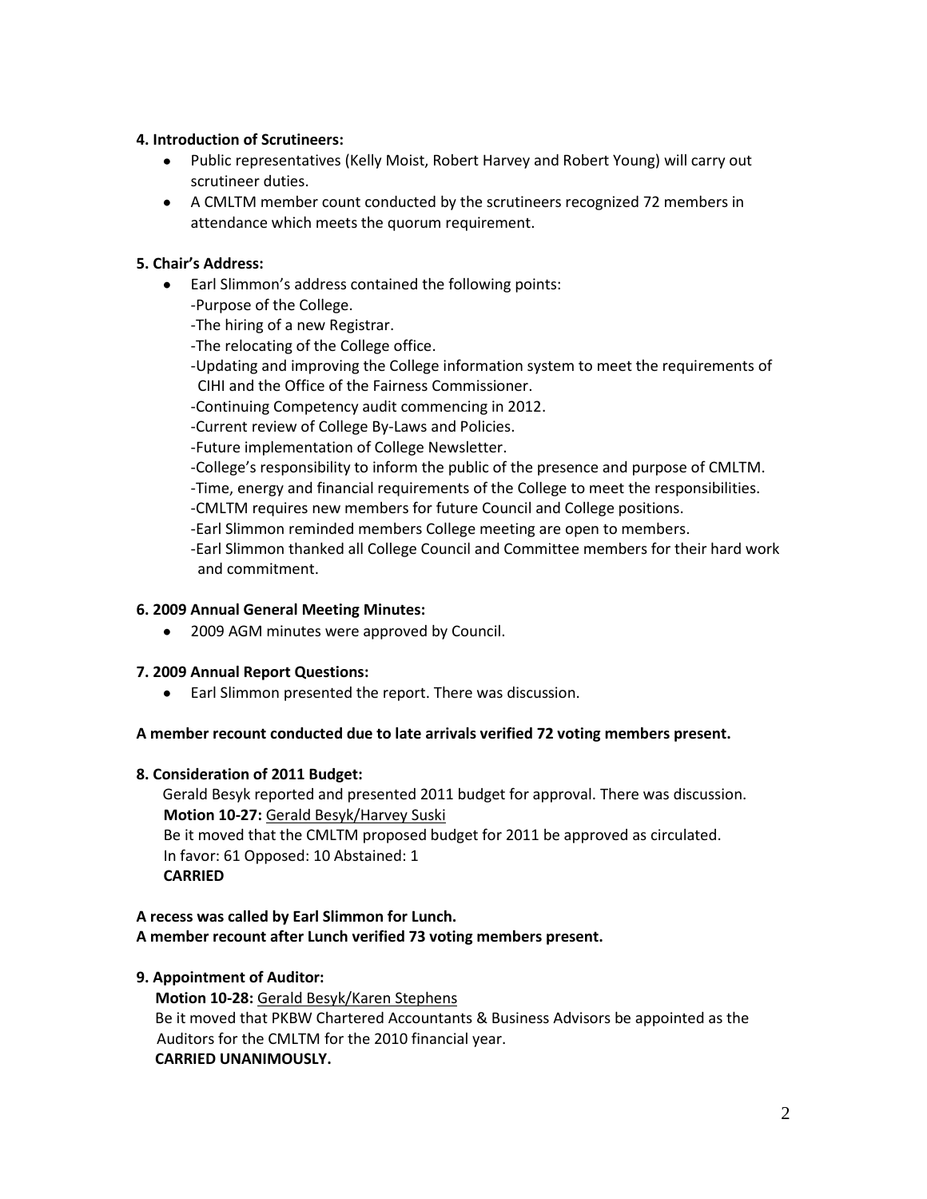**4. Introduction of Scrutineers:**

- Public representatives (Kelly Moist, Robert Harvey and Robert Young) will carry out scrutineer duties.
- A CMLTM member count conducted by the scrutineers recognized 72 members in attendance which meets the quorum requirement.

**5. Chair's Address:**

- Earl Slimmon's address contained the following points:
  - -Purpose of the College.
  - -The hiring of a new Registrar.
  - -The relocating of the College office.
  - -Updating and improving the College information system to meet the requirements of CIHI and the Office of the Fairness Commissioner.
  - -Continuing Competency audit commencing in 2012.
  - -Current review of College By-Laws and Policies.
  - -Future implementation of College Newsletter.
  - -College's responsibility to inform the public of the presence and purpose of CMLTM.
  - -Time, energy and financial requirements of the College to meet the responsibilities.
  - -CMLTM requires new members for future Council and College positions.
  - -Earl Slimmon reminded members College meeting are open to members.
  - -Earl Slimmon thanked all College Council and Committee members for their hard work and commitment.

**6. 2009 Annual General Meeting Minutes:**

- 2009 AGM minutes were approved by Council.

**7. 2009 Annual Report Questions:**

- Earl Slimmon presented the report. There was discussion.

**A member recount conducted due to late arrivals verified 72 voting members present.**

**8. Consideration of 2011 Budget:**

Gerald Besyk reported and presented 2011 budget for approval. There was discussion.
**Motion 10-27:** Gerald Besyk/Harvey Suski
Be it moved that the CMLTM proposed budget for 2011 be approved as circulated.
In favor: 61 Opposed: 10 Abstained: 1
**CARRIED**

**A recess was called by Earl Slimmon for Lunch.**
**A member recount after Lunch verified 73 voting members present.**

**9. Appointment of Auditor:**

**Motion 10-28:** Gerald Besyk/Karen Stephens
Be it moved that PKBW Chartered Accountants & Business Advisors be appointed as the Auditors for the CMLTM for the 2010 financial year.
**CARRIED UNANIMOUSLY.**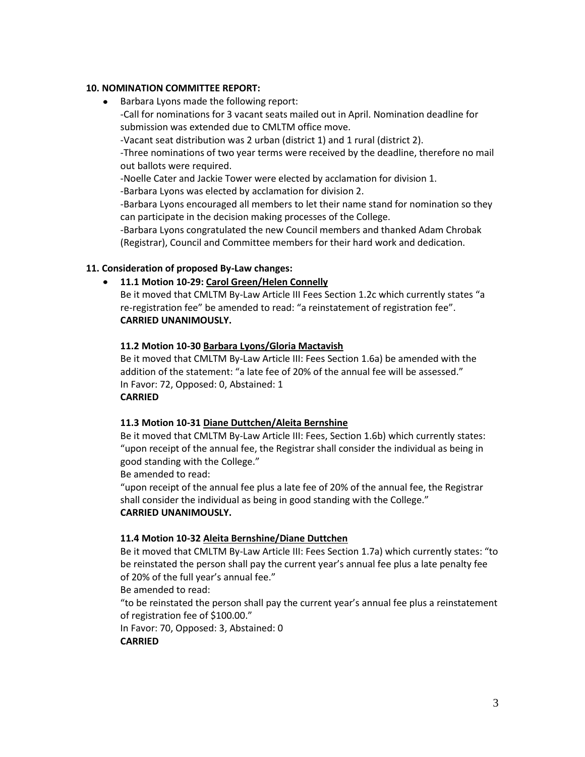**10. NOMINATION COMMITTEE REPORT:**

- Barbara Lyons made the following report:
  -Call for nominations for 3 vacant seats mailed out in April. Nomination deadline for submission was extended due to CMLTM office move.
  -Vacant seat distribution was 2 urban (district 1) and 1 rural (district 2).
  -Three nominations of two year terms were received by the deadline, therefore no mail out ballots were required.
  -Noelle Cater and Jackie Tower were elected by acclamation for division 1.
  -Barbara Lyons was elected by acclamation for division 2.
  -Barbara Lyons encouraged all members to let their name stand for nomination so they can participate in the decision making processes of the College.
  -Barbara Lyons congratulated the new Council members and thanked Adam Chrobak (Registrar), Council and Committee members for their hard work and dedication.

**11. Consideration of proposed By-Law changes:**

- **11.1 Motion 10-29: Carol Green/Helen Connelly**
  Be it moved that CMLTM By-Law Article III Fees Section 1.2c which currently states "a re-registration fee" be amended to read: "a reinstatement of registration fee".
  **CARRIED UNANIMOUSLY.**

  **11.2 Motion 10-30 Barbara Lyons/Gloria Mactavish**
  Be it moved that CMLTM By-Law Article III: Fees Section 1.6a) be amended with the addition of the statement: "a late fee of 20% of the annual fee will be assessed."
  In Favor: 72, Opposed: 0, Abstained: 1
  **CARRIED**

  **11.3 Motion 10-31 Diane Duttchen/Aleita Bernshine**
  Be it moved that CMLTM By-Law Article III: Fees, Section 1.6b) which currently states: "upon receipt of the annual fee, the Registrar shall consider the individual as being in good standing with the College."
  Be amended to read:
  "upon receipt of the annual fee plus a late fee of 20% of the annual fee, the Registrar shall consider the individual as being in good standing with the College."
  **CARRIED UNANIMOUSLY.**

  **11.4 Motion 10-32 Aleita Bernshine/Diane Duttchen**
  Be it moved that CMLTM By-Law Article III: Fees Section 1.7a) which currently states: "to be reinstated the person shall pay the current year's annual fee plus a late penalty fee of 20% of the full year's annual fee."
  Be amended to read:
  "to be reinstated the person shall pay the current year's annual fee plus a reinstatement of registration fee of $100.00."
  In Favor: 70, Opposed: 3, Abstained: 0
  **CARRIED**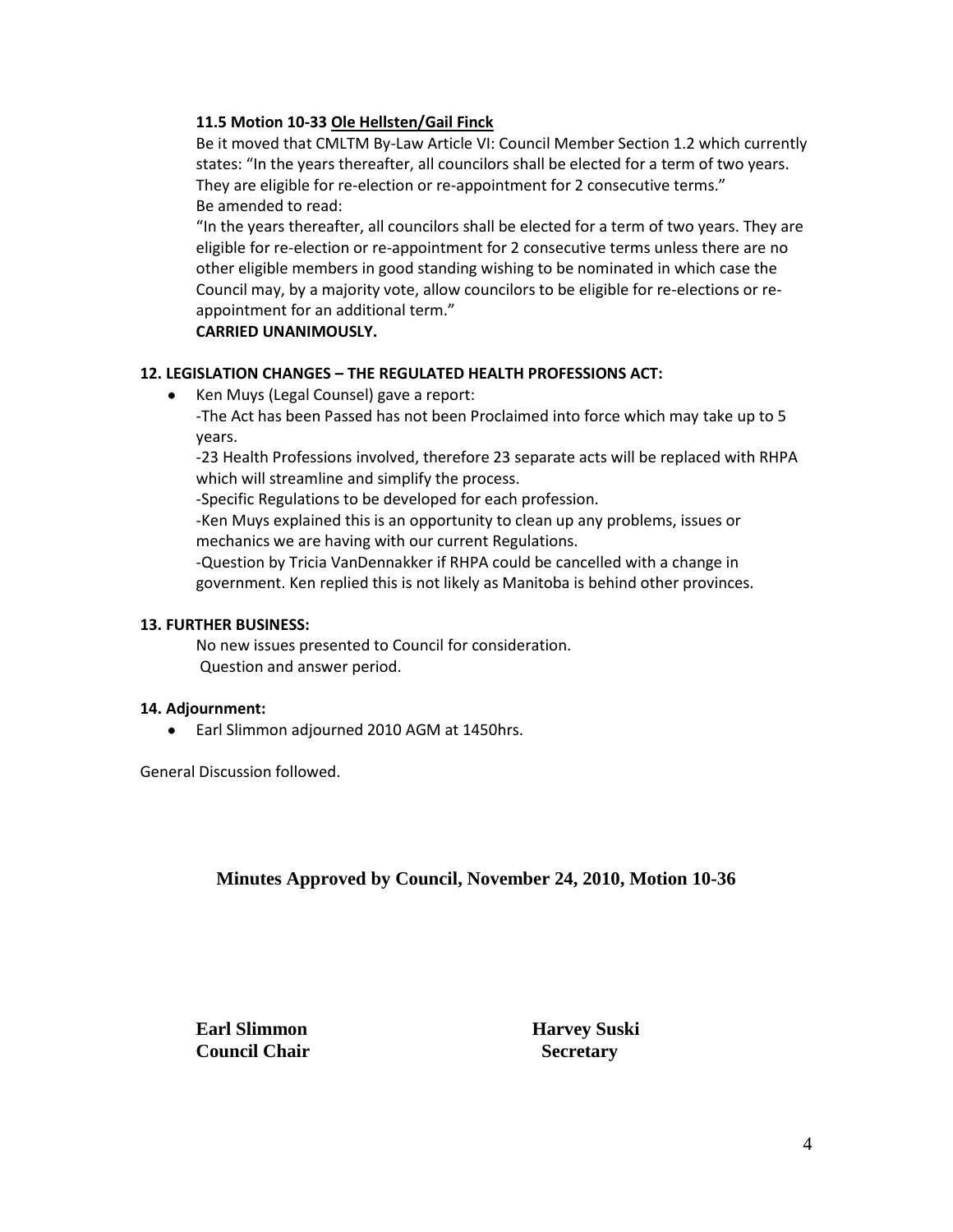**11.5 Motion 10-33 Ole Hellsten/Gail Finck**

Be it moved that CMLTM By-Law Article VI: Council Member Section 1.2 which currently states: "In the years thereafter, all councilors shall be elected for a term of two years. They are eligible for re-election or re-appointment for 2 consecutive terms."

Be amended to read:

"In the years thereafter, all councilors shall be elected for a term of two years. They are eligible for re-election or re-appointment for 2 consecutive terms unless there are no other eligible members in good standing wishing to be nominated in which case the Council may, by a majority vote, allow councilors to be eligible for re-elections or re-appointment for an additional term."

**CARRIED UNANIMOUSLY.**

**12. LEGISLATION CHANGES – THE REGULATED HEALTH PROFESSIONS ACT:**

- Ken Muys (Legal Counsel) gave a report:

  -The Act has been Passed has not been Proclaimed into force which may take up to 5 years.

  -23 Health Professions involved, therefore 23 separate acts will be replaced with RHPA which will streamline and simplify the process.

  -Specific Regulations to be developed for each profession.

  -Ken Muys explained this is an opportunity to clean up any problems, issues or mechanics we are having with our current Regulations.

  -Question by Tricia VanDennakker if RHPA could be cancelled with a change in government. Ken replied this is not likely as Manitoba is behind other provinces.

**13. FURTHER BUSINESS:**

No new issues presented to Council for consideration.
Question and answer period.

**14. Adjournment:**

- Earl Slimmon adjourned 2010 AGM at 1450hrs.

General Discussion followed.

**Minutes Approved by Council, November 24, 2010, Motion 10-36**

| | |
|---|---|
| **Earl Slimmon** | **Harvey Suski** |
| **Council Chair** | **Secretary** |